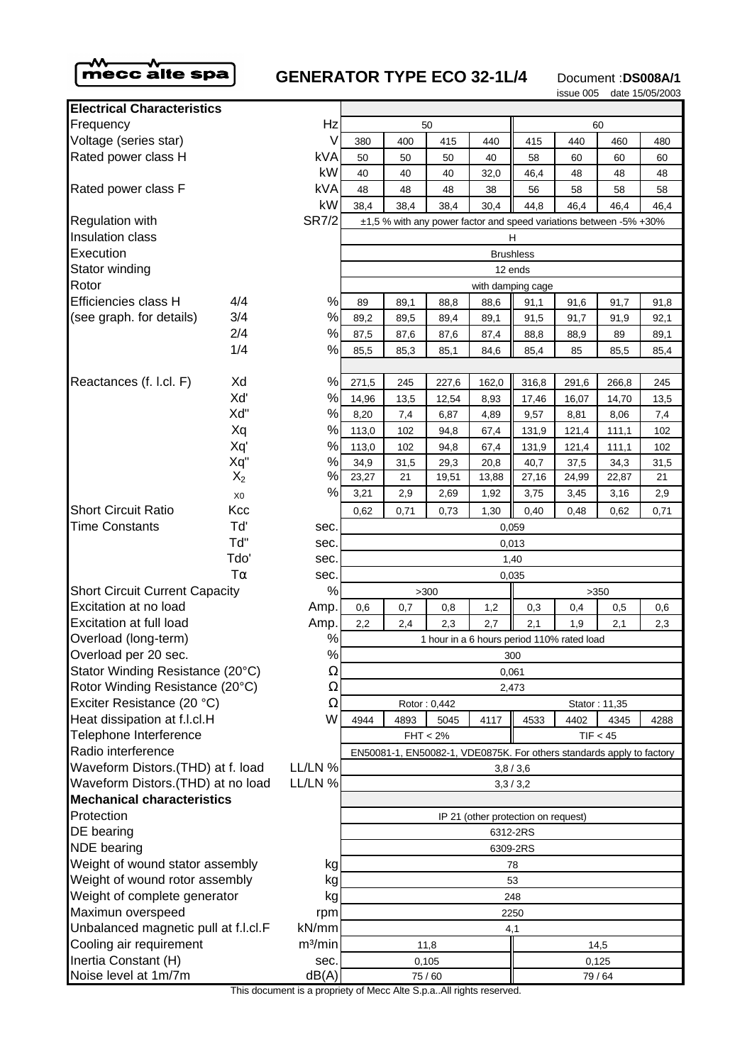mecc alte spa

# GENERATOR TYPE ECO 32-1L/4

Document :**DS008A/1**
issue 005 date 15/05/2003

| **Electrical Characteristics** | | | | | | | | | | |
|---|---|---|---|---|---|---|---|---|---|---|
| Frequency | | Hz | 50 | | | | 60 | | | |
| Voltage (series star) | | V | 380 | 400 | 415 | 440 | 415 | 440 | 460 | 480 |
| Rated power class H | | kVA | 50 | 50 | 50 | 40 | 58 | 60 | 60 | 60 |
| | | kW | 40 | 40 | 40 | 32,0 | 46,4 | 48 | 48 | 48 |
| Rated power class F | | kVA | 48 | 48 | 48 | 38 | 56 | 58 | 58 | 58 |
| | | kW | 38,4 | 38,4 | 38,4 | 30,4 | 44,8 | 46,4 | 46,4 | 46,4 |
| Regulation with | | SR7/2 | ±1,5 % with any power factor and speed variations between -5% +30% | | | | | | | |
| Insulation class | | | H | | | | | | | |
| Execution | | | Brushless | | | | | | | |
| Stator winding | | | 12 ends | | | | | | | |
| Rotor | | | with damping cage | | | | | | | |
| Efficiencies class H | 4/4 | % | 89 | 89,1 | 88,8 | 88,6 | 91,1 | 91,6 | 91,7 | 91,8 |
| (see graph. for details) | 3/4 | % | 89,2 | 89,5 | 89,4 | 89,1 | 91,5 | 91,7 | 91,9 | 92,1 |
| | 2/4 | % | 87,5 | 87,6 | 87,6 | 87,4 | 88,8 | 88,9 | 89 | 89,1 |
| | 1/4 | % | 85,5 | 85,3 | 85,1 | 84,6 | 85,4 | 85 | 85,5 | 85,4 |
| Reactances (f. l.cl. F) | Xd | % | 271,5 | 245 | 227,6 | 162,0 | 316,8 | 291,6 | 266,8 | 245 |
| | Xd' | % | 14,96 | 13,5 | 12,54 | 8,93 | 17,46 | 16,07 | 14,70 | 13,5 |
| | Xd'' | % | 8,20 | 7,4 | 6,87 | 4,89 | 9,57 | 8,81 | 8,06 | 7,4 |
| | Xq | % | 113,0 | 102 | 94,8 | 67,4 | 131,9 | 121,4 | 111,1 | 102 |
| | Xq' | % | 113,0 | 102 | 94,8 | 67,4 | 131,9 | 121,4 | 111,1 | 102 |
| | Xq'' | % | 34,9 | 31,5 | 29,3 | 20,8 | 40,7 | 37,5 | 34,3 | 31,5 |
| | $X_2$ | % | 23,27 | 21 | 19,51 | 13,88 | 27,16 | 24,99 | 22,87 | 21 |
| | $X_0$ | % | 3,21 | 2,9 | 2,69 | 1,92 | 3,75 | 3,45 | 3,16 | 2,9 |
| Short Circuit Ratio | Kcc | | 0,62 | 0,71 | 0,73 | 1,30 | 0,40 | 0,48 | 0,62 | 0,71 |
| Time Constants | Td' | sec. | 0,059 | | | | | | | |
| | Td'' | sec. | 0,013 | | | | | | | |
| | Tdo' | sec. | 1,40 | | | | | | | |
| | Tα | sec. | 0,035 | | | | | | | |
| Short Circuit Current Capacity | | % | >300 | | | | >350 | | | |
| Excitation at no load | | Amp. | 0,6 | 0,7 | 0,8 | 1,2 | 0,3 | 0,4 | 0,5 | 0,6 |
| Excitation at full load | | Amp. | 2,2 | 2,4 | 2,3 | 2,7 | 2,1 | 1,9 | 2,1 | 2,3 |
| Overload (long-term) | | % | 1 hour in a 6 hours period 110% rated load | | | | | | | |
| Overload per 20 sec. | | % | 300 | | | | | | | |
| Stator Winding Resistance (20°C) | | Ω | 0,061 | | | | | | | |
| Rotor Winding Resistance (20°C) | | Ω | 2,473 | | | | | | | |
| Exciter Resistance (20 °C) | | Ω | Rotor : 0,442 | | | | Stator : 11,35 | | | |
| Heat dissipation at f.l.cl.H | | W | 4944 | 4893 | 5045 | 4117 | 4533 | 4402 | 4345 | 4288 |
| Telephone Interference | | | FHT < 2% | | | | TIF < 45 | | | |
| Radio interference | | | EN50081-1, EN50082-1, VDE0875K. For others standards apply to factory | | | | | | | |
| Waveform Distors.(THD) at f. load | | LL/LN % | 3,8 / 3,6 | | | | | | | |
| Waveform Distors.(THD) at no load | | LL/LN % | 3,3 / 3,2 | | | | | | | |
| **Mechanical characteristics** | | | | | | | | | | |
| Protection | | | IP 21 (other protection on request) | | | | | | | |
| DE bearing | | | 6312-2RS | | | | | | | |
| NDE bearing | | | 6309-2RS | | | | | | | |
| Weight of wound stator assembly | | kg | 78 | | | | | | | |
| Weight of wound rotor assembly | | kg | 53 | | | | | | | |
| Weight of complete generator | | kg | 248 | | | | | | | |
| Maximun overspeed | | rpm | 2250 | | | | | | | |
| Unbalanced magnetic pull at f.l.cl.F | | kN/mm | 4,1 | | | | | | | |
| Cooling air requirement | | m³/min | 11,8 | | | | 14,5 | | | |
| Inertia Constant (H) | | sec. | 0,105 | | | | 0,125 | | | |
| Noise level at 1m/7m | | dB(A) | 75 / 60 | | | | 79 / 64 | | | |

This document is a propriety of Mecc Alte S.p.a..All rights reserved.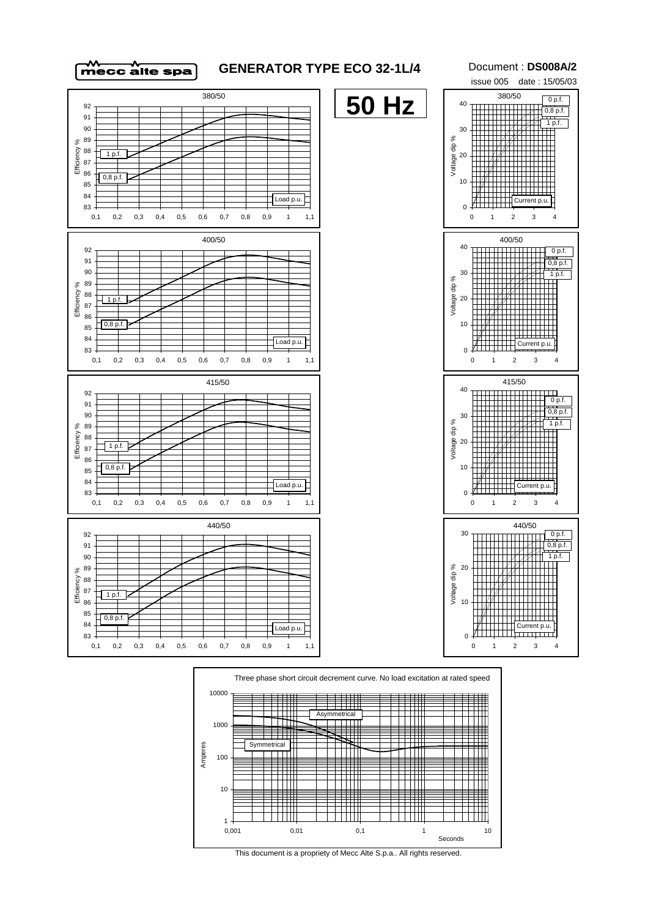# GENERATOR TYPE ECO 32-1L/4

Document : **DS008A/2**

issue 005 date : 15/05/03

**50 Hz**

380/50

Efficiency %

1 p.f.

0,8 p.f.

Load p.u.

380/50

Voltage dip %

0 p.f.

0,8 p.f.

1 p.f.

Current p.u.

400/50

Efficiency %

1 p.f.

0,8 p.f.

Load p.u.

400/50

Voltage dip %

0 p.f.

0,8 p.f.

1 p.f.

Current p.u.

415/50

Efficiency %

1 p.f.

0,8 p.f.

Load p.u.

415/50

Voltage dip %

0 p.f.

0,8 p.f.

1 p.f.

Current p.u.

440/50

Efficiency %

1 p.f.

0,8 p.f.

Load p.u.

440/50

Voltage dip %

0 p.f.

0,8 p.f.

1 p.f.

Current p.u.

Three phase short circuit decrement curve. No load excitation at rated speed

Amperes

Asymmetrical

Symmetrical

Seconds

This document is a propriety of Mecc Alte S.p.a.. All rights reserved.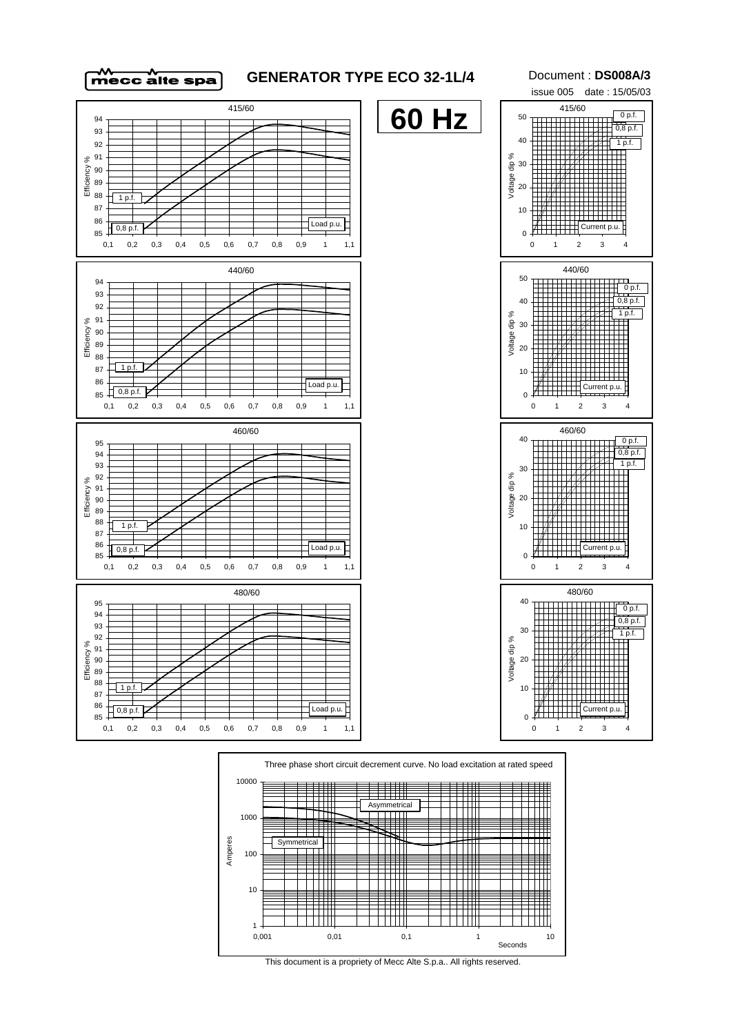# GENERATOR TYPE ECO 32-1L/4

Document : **DS008A/3**

issue 005 date : 15/05/03

## 60 Hz

### 415/60

Efficiency % vs Load p.u. (curves: 1 p.f., 0,8 p.f.)

Voltage dip % vs Current p.u. (curves: 0 p.f., 0,8 p.f., 1 p.f.)

### 440/60

Efficiency % vs Load p.u. (curves: 1 p.f., 0,8 p.f.)

Voltage dip % vs Current p.u. (curves: 0 p.f., 0,8 p.f., 1 p.f.)

### 460/60

Efficiency % vs Load p.u. (curves: 1 p.f., 0,8 p.f.)

Voltage dip % vs Current p.u. (curves: 0 p.f., 0,8 p.f., 1 p.f.)

### 480/60

Efficiency % vs Load p.u. (curves: 1 p.f., 0,8 p.f.)

Voltage dip % vs Current p.u. (curves: 0 p.f., 0,8 p.f., 1 p.f.)

### Three phase short circuit decrement curve. No load excitation at rated speed

Amperes vs Seconds (curves: Asymmetrical, Symmetrical)

This document is a propriety of Mecc Alte S.p.a.. All rights reserved.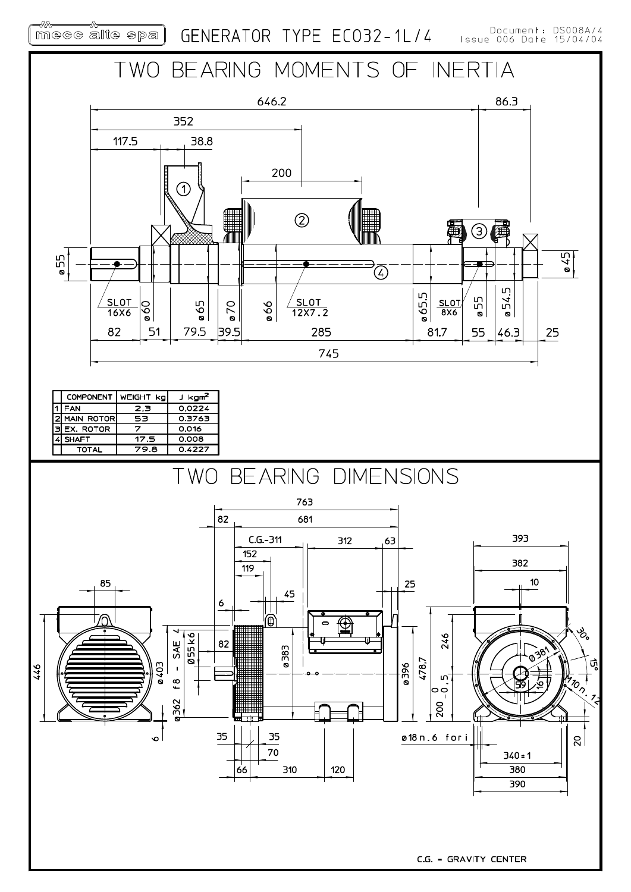# TWO BEARING MOMENTS OF INERTIA

| | COMPONENT | WEIGHT kg | J kgm² |
|---|---|---|---|
| 1 | FAN | 2.3 | 0.0224 |
| 2 | MAIN ROTOR | 53 | 0.3763 |
| 3 | EX. ROTOR | 7 | 0.016 |
| 4 | SHAFT | 17.5 | 0.008 |
| | TOTAL | 79.8 | 0.4227 |

# TWO BEARING DIMENSIONS

C.G. = GRAVITY CENTER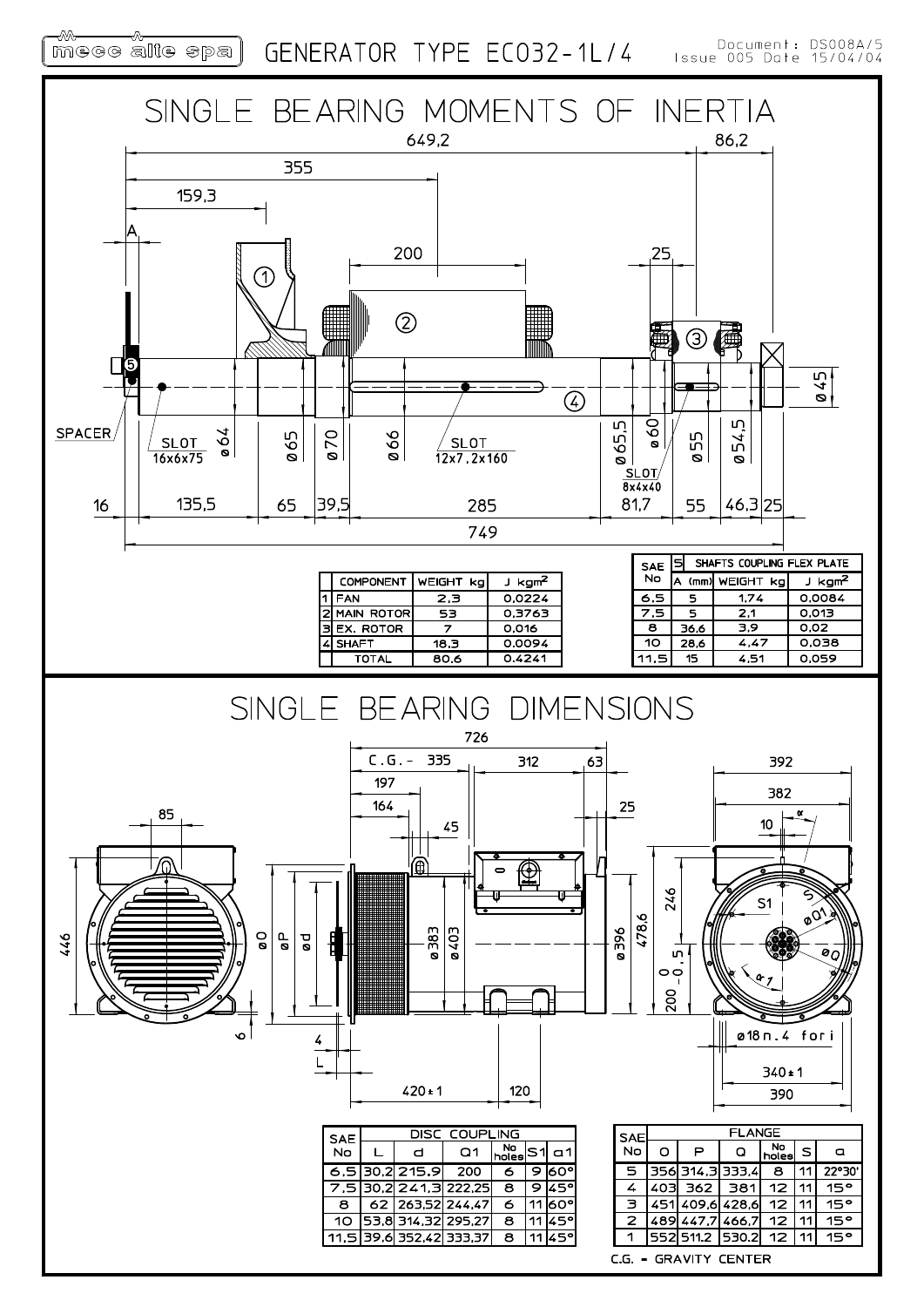# GENERATOR TYPE ECO32-1L/4

Document: DS008A/5
Issue 005 Date 15/04/04

## SINGLE BEARING MOMENTS OF INERTIA

649,2
86,2
355
159,3
A
200
25
SPACER
SLOT 16x6x75
ø64
ø65
ø70
ø66
SLOT 12x7,2x160
ø65,5
ø60
SLOT 8x4x40
ø55
ø54,5
ø45
16
135,5
65
39,5
285
81,7
55
46,3
25
749

| | COMPONENT | WEIGHT kg | J kgm² |
|---|---|---|---|
| 1 | FAN | 2,3 | 0,0224 |
| 2 | MAIN ROTOR | 53 | 0,3763 |
| 3 | EX. ROTOR | 7 | 0,016 |
| 4 | SHAFT | 18,3 | 0,0094 |
| | TOTAL | 80,6 | 0,4241 |

| SAE No | 5 SHAFTS COUPLING FLEX PLATE | | |
|---|---|---|---|
| | A (mm) | WEIGHT kg | J kgm² |
| 6,5 | 5 | 1,74 | 0,0084 |
| 7,5 | 5 | 2,1 | 0,013 |
| 8 | 36,6 | 3,9 | 0,02 |
| 10 | 28,6 | 4,47 | 0,038 |
| 11,5 | 15 | 4,51 | 0,059 |

## SINGLE BEARING DIMENSIONS

726
C.G. - 335
312
63
197
164
45
25
85
446
6
øO
øP
ød
ø383
ø403
ø396
478,6
246
200 0/-0,5
4
L
420±1
120
392
382
10
α
S1
S
øQ1
øQ
α1
ø18 n.4 fori
340±1
390

| SAE No | DISC COUPLING | | | | | |
|---|---|---|---|---|---|---|
| | L | d | Q1 | No holes | S1 | α1 |
| 6,5 | 30,2 | 215,9 | 200 | 6 | 9 | 60° |
| 7,5 | 30,2 | 241,3 | 222,25 | 8 | 9 | 45° |
| 8 | 62 | 263,52 | 244,47 | 6 | 11 | 60° |
| 10 | 53,8 | 314,32 | 295,27 | 8 | 11 | 45° |
| 11,5 | 39,6 | 352,42 | 333,37 | 8 | 11 | 45° |

| SAE No | FLANGE | | | | | |
|---|---|---|---|---|---|---|
| | O | P | Q | No holes | S | α |
| 5 | 356 | 314,3 | 333,4 | 8 | 11 | 22°30' |
| 4 | 403 | 362 | 381 | 12 | 11 | 15° |
| 3 | 451 | 409,6 | 428,6 | 12 | 11 | 15° |
| 2 | 489 | 447,7 | 466,7 | 12 | 11 | 15° |
| 1 | 552 | 511,2 | 530,2 | 12 | 11 | 15° |

C.G. = GRAVITY CENTER